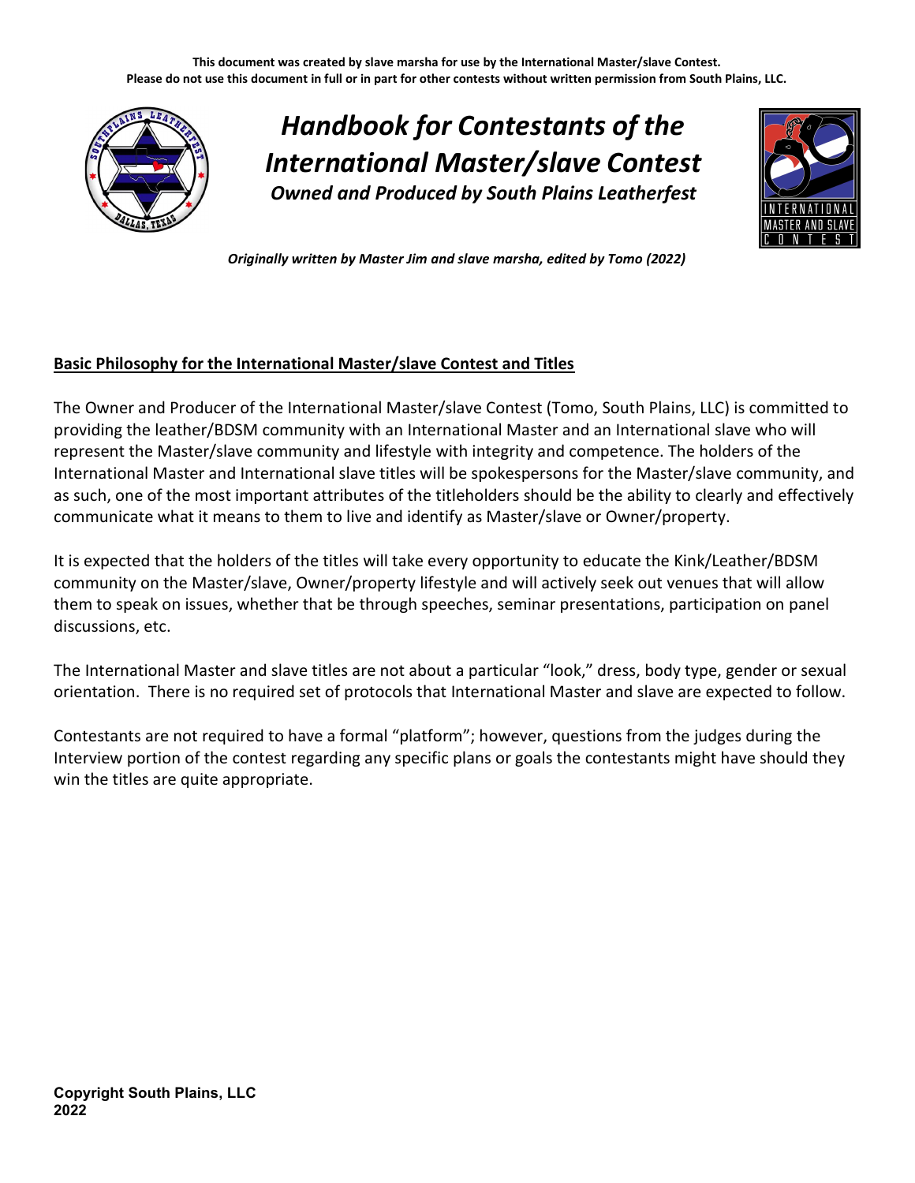**This document was created by slave marsha for use by the International Master/slave Contest.
Please do not use this document in full or in part for other contests without written permission from South Plains, LLC.**

# *Handbook for Contestants of the International Master/slave Contest*

***Owned and Produced by South Plains Leatherfest***

***Originally written by Master Jim and slave marsha, edited by Tomo (2022)***

## Basic Philosophy for the International Master/slave Contest and Titles

The Owner and Producer of the International Master/slave Contest (Tomo, South Plains, LLC) is committed to providing the leather/BDSM community with an International Master and an International slave who will represent the Master/slave community and lifestyle with integrity and competence. The holders of the International Master and International slave titles will be spokespersons for the Master/slave community, and as such, one of the most important attributes of the titleholders should be the ability to clearly and effectively communicate what it means to them to live and identify as Master/slave or Owner/property.

It is expected that the holders of the titles will take every opportunity to educate the Kink/Leather/BDSM community on the Master/slave, Owner/property lifestyle and will actively seek out venues that will allow them to speak on issues, whether that be through speeches, seminar presentations, participation on panel discussions, etc.

The International Master and slave titles are not about a particular "look," dress, body type, gender or sexual orientation. There is no required set of protocols that International Master and slave are expected to follow.

Contestants are not required to have a formal "platform"; however, questions from the judges during the Interview portion of the contest regarding any specific plans or goals the contestants might have should they win the titles are quite appropriate.

**Copyright South Plains, LLC
2022**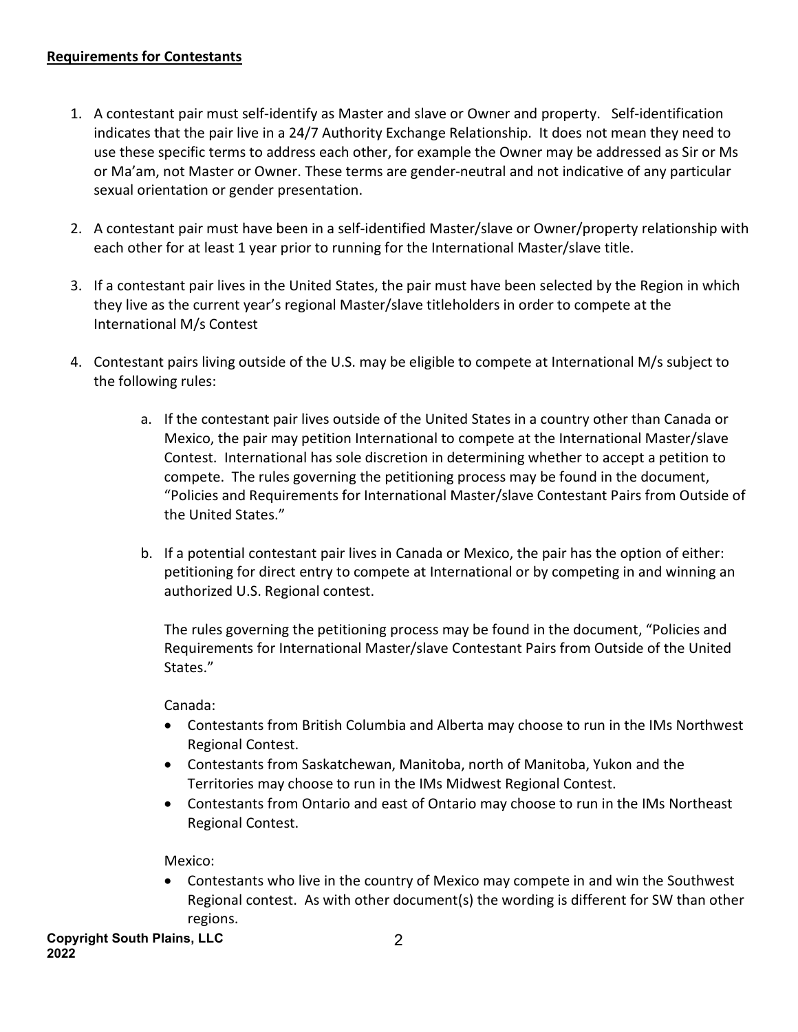**Requirements for Contestants**

1. A contestant pair must self-identify as Master and slave or Owner and property. Self-identification indicates that the pair live in a 24/7 Authority Exchange Relationship. It does not mean they need to use these specific terms to address each other, for example the Owner may be addressed as Sir or Ms or Ma'am, not Master or Owner. These terms are gender-neutral and not indicative of any particular sexual orientation or gender presentation.

2. A contestant pair must have been in a self-identified Master/slave or Owner/property relationship with each other for at least 1 year prior to running for the International Master/slave title.

3. If a contestant pair lives in the United States, the pair must have been selected by the Region in which they live as the current year's regional Master/slave titleholders in order to compete at the International M/s Contest

4. Contestant pairs living outside of the U.S. may be eligible to compete at International M/s subject to the following rules:

    a. If the contestant pair lives outside of the United States in a country other than Canada or Mexico, the pair may petition International to compete at the International Master/slave Contest. International has sole discretion in determining whether to accept a petition to compete. The rules governing the petitioning process may be found in the document, "Policies and Requirements for International Master/slave Contestant Pairs from Outside of the United States."

    b. If a potential contestant pair lives in Canada or Mexico, the pair has the option of either: petitioning for direct entry to compete at International or by competing in and winning an authorized U.S. Regional contest.

       The rules governing the petitioning process may be found in the document, "Policies and Requirements for International Master/slave Contestant Pairs from Outside of the United States."

       Canada:

       - Contestants from British Columbia and Alberta may choose to run in the IMs Northwest Regional Contest.
       - Contestants from Saskatchewan, Manitoba, north of Manitoba, Yukon and the Territories may choose to run in the IMs Midwest Regional Contest.
       - Contestants from Ontario and east of Ontario may choose to run in the IMs Northeast Regional Contest.

       Mexico:

       - Contestants who live in the country of Mexico may compete in and win the Southwest Regional contest. As with other document(s) the wording is different for SW than other regions.

**Copyright South Plains, LLC 2022**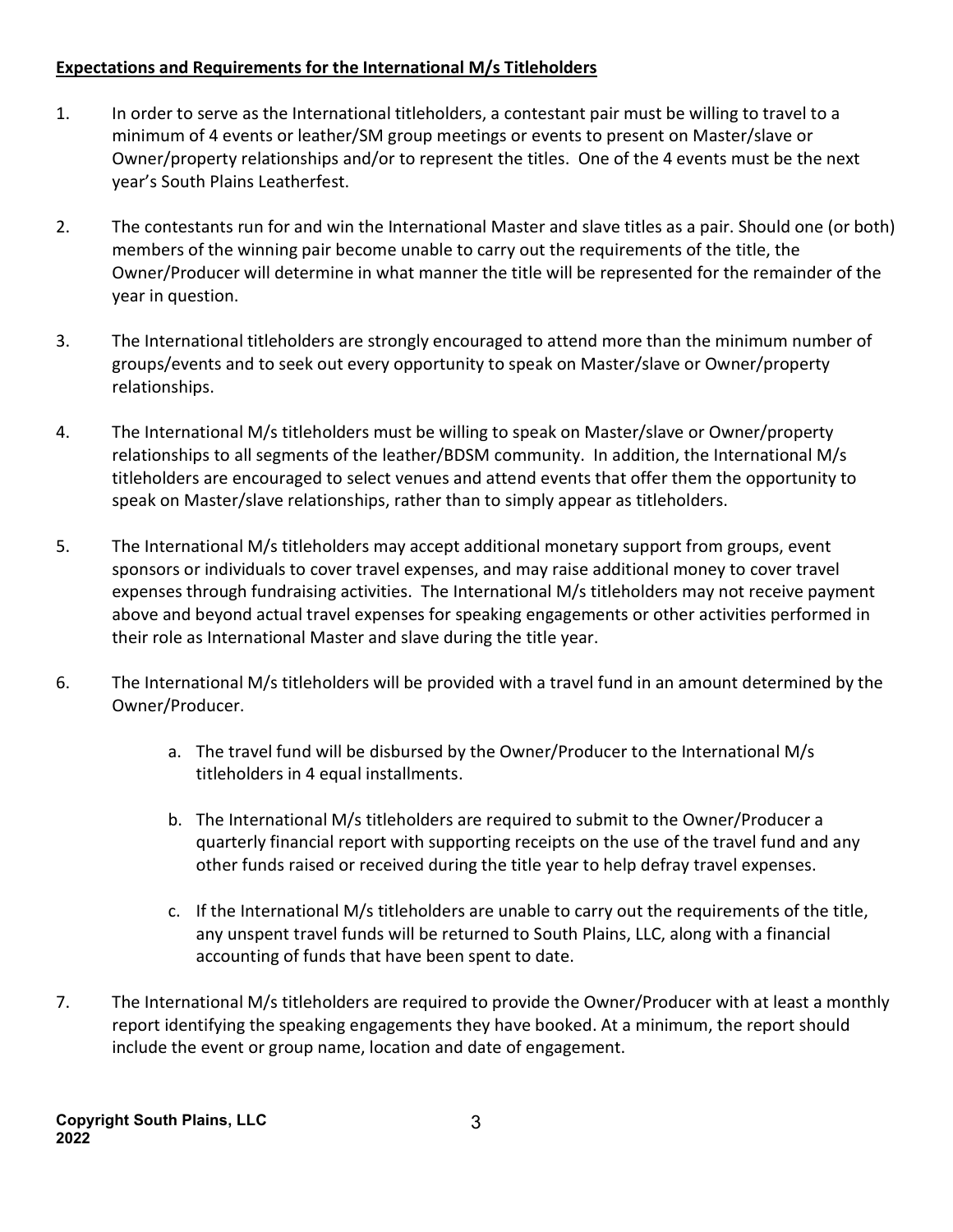**Expectations and Requirements for the International M/s Titleholders**

1. In order to serve as the International titleholders, a contestant pair must be willing to travel to a minimum of 4 events or leather/SM group meetings or events to present on Master/slave or Owner/property relationships and/or to represent the titles. One of the 4 events must be the next year's South Plains Leatherfest.

2. The contestants run for and win the International Master and slave titles as a pair. Should one (or both) members of the winning pair become unable to carry out the requirements of the title, the Owner/Producer will determine in what manner the title will be represented for the remainder of the year in question.

3. The International titleholders are strongly encouraged to attend more than the minimum number of groups/events and to seek out every opportunity to speak on Master/slave or Owner/property relationships.

4. The International M/s titleholders must be willing to speak on Master/slave or Owner/property relationships to all segments of the leather/BDSM community. In addition, the International M/s titleholders are encouraged to select venues and attend events that offer them the opportunity to speak on Master/slave relationships, rather than to simply appear as titleholders.

5. The International M/s titleholders may accept additional monetary support from groups, event sponsors or individuals to cover travel expenses, and may raise additional money to cover travel expenses through fundraising activities. The International M/s titleholders may not receive payment above and beyond actual travel expenses for speaking engagements or other activities performed in their role as International Master and slave during the title year.

6. The International M/s titleholders will be provided with a travel fund in an amount determined by the Owner/Producer.

   a. The travel fund will be disbursed by the Owner/Producer to the International M/s titleholders in 4 equal installments.

   b. The International M/s titleholders are required to submit to the Owner/Producer a quarterly financial report with supporting receipts on the use of the travel fund and any other funds raised or received during the title year to help defray travel expenses.

   c. If the International M/s titleholders are unable to carry out the requirements of the title, any unspent travel funds will be returned to South Plains, LLC, along with a financial accounting of funds that have been spent to date.

7. The International M/s titleholders are required to provide the Owner/Producer with at least a monthly report identifying the speaking engagements they have booked. At a minimum, the report should include the event or group name, location and date of engagement.

**Copyright South Plains, LLC 2022**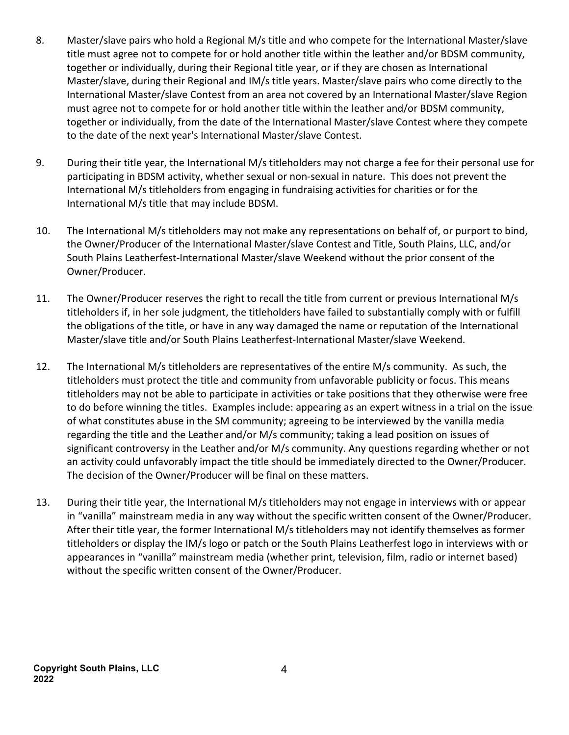8. Master/slave pairs who hold a Regional M/s title and who compete for the International Master/slave title must agree not to compete for or hold another title within the leather and/or BDSM community, together or individually, during their Regional title year, or if they are chosen as International Master/slave, during their Regional and IM/s title years. Master/slave pairs who come directly to the International Master/slave Contest from an area not covered by an International Master/slave Region must agree not to compete for or hold another title within the leather and/or BDSM community, together or individually, from the date of the International Master/slave Contest where they compete to the date of the next year's International Master/slave Contest.

9. During their title year, the International M/s titleholders may not charge a fee for their personal use for participating in BDSM activity, whether sexual or non-sexual in nature. This does not prevent the International M/s titleholders from engaging in fundraising activities for charities or for the International M/s title that may include BDSM.

10. The International M/s titleholders may not make any representations on behalf of, or purport to bind, the Owner/Producer of the International Master/slave Contest and Title, South Plains, LLC, and/or South Plains Leatherfest-International Master/slave Weekend without the prior consent of the Owner/Producer.

11. The Owner/Producer reserves the right to recall the title from current or previous International M/s titleholders if, in her sole judgment, the titleholders have failed to substantially comply with or fulfill the obligations of the title, or have in any way damaged the name or reputation of the International Master/slave title and/or South Plains Leatherfest-International Master/slave Weekend.

12. The International M/s titleholders are representatives of the entire M/s community. As such, the titleholders must protect the title and community from unfavorable publicity or focus. This means titleholders may not be able to participate in activities or take positions that they otherwise were free to do before winning the titles. Examples include: appearing as an expert witness in a trial on the issue of what constitutes abuse in the SM community; agreeing to be interviewed by the vanilla media regarding the title and the Leather and/or M/s community; taking a lead position on issues of significant controversy in the Leather and/or M/s community. Any questions regarding whether or not an activity could unfavorably impact the title should be immediately directed to the Owner/Producer. The decision of the Owner/Producer will be final on these matters.

13. During their title year, the International M/s titleholders may not engage in interviews with or appear in "vanilla" mainstream media in any way without the specific written consent of the Owner/Producer. After their title year, the former International M/s titleholders may not identify themselves as former titleholders or display the IM/s logo or patch or the South Plains Leatherfest logo in interviews with or appearances in "vanilla" mainstream media (whether print, television, film, radio or internet based) without the specific written consent of the Owner/Producer.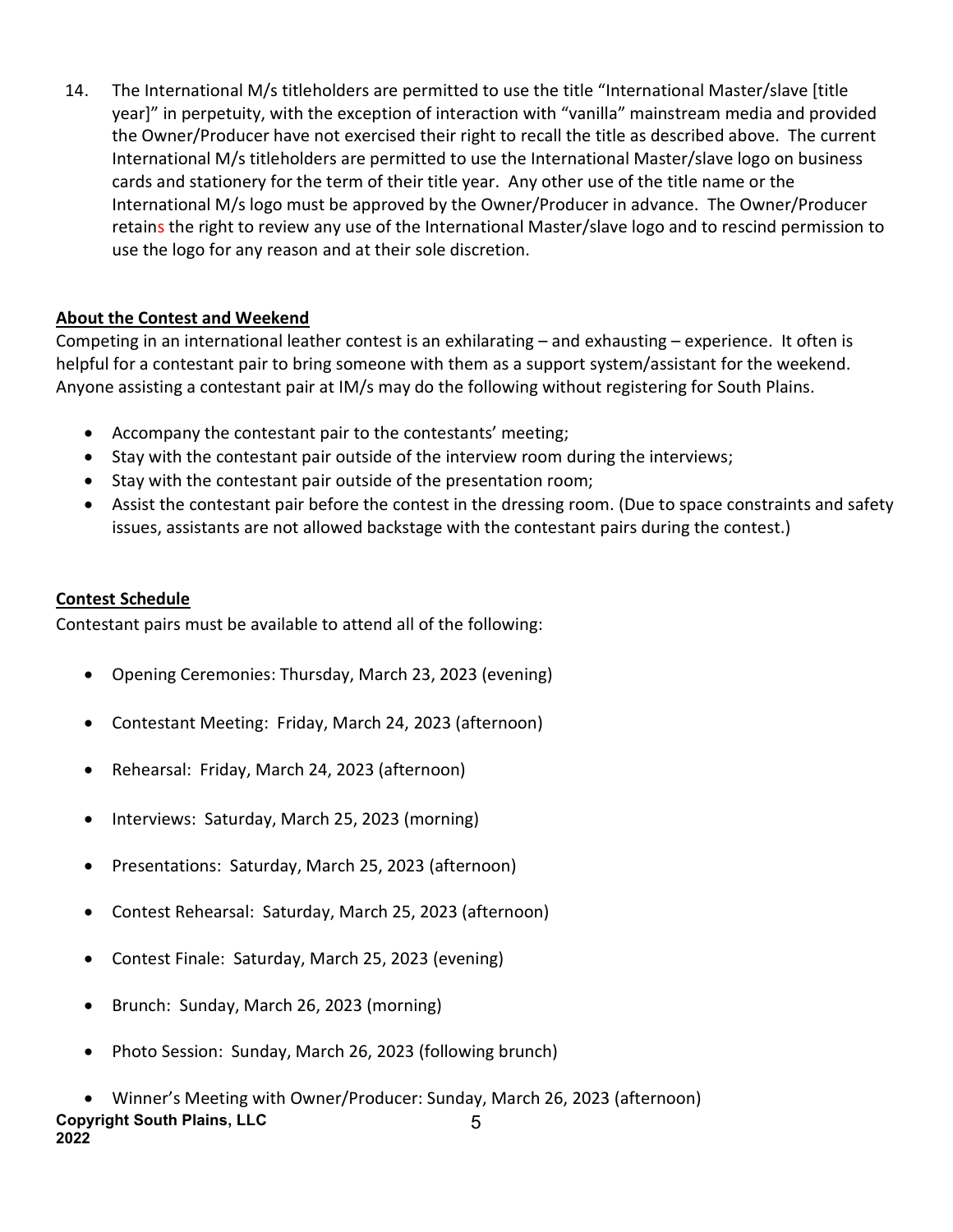14. The International M/s titleholders are permitted to use the title “International Master/slave [title year]” in perpetuity, with the exception of interaction with “vanilla” mainstream media and provided the Owner/Producer have not exercised their right to recall the title as described above. The current International M/s titleholders are permitted to use the International Master/slave logo on business cards and stationery for the term of their title year. Any other use of the title name or the International M/s logo must be approved by the Owner/Producer in advance. The Owner/Producer retains the right to review any use of the International Master/slave logo and to rescind permission to use the logo for any reason and at their sole discretion.

## About the Contest and Weekend

Competing in an international leather contest is an exhilarating – and exhausting – experience. It often is helpful for a contestant pair to bring someone with them as a support system/assistant for the weekend. Anyone assisting a contestant pair at IM/s may do the following without registering for South Plains.

- Accompany the contestant pair to the contestants’ meeting;
- Stay with the contestant pair outside of the interview room during the interviews;
- Stay with the contestant pair outside of the presentation room;
- Assist the contestant pair before the contest in the dressing room. (Due to space constraints and safety issues, assistants are not allowed backstage with the contestant pairs during the contest.)

## Contest Schedule

Contestant pairs must be available to attend all of the following:

- Opening Ceremonies: Thursday, March 23, 2023 (evening)
- Contestant Meeting: Friday, March 24, 2023 (afternoon)
- Rehearsal: Friday, March 24, 2023 (afternoon)
- Interviews: Saturday, March 25, 2023 (morning)
- Presentations: Saturday, March 25, 2023 (afternoon)
- Contest Rehearsal: Saturday, March 25, 2023 (afternoon)
- Contest Finale: Saturday, March 25, 2023 (evening)
- Brunch: Sunday, March 26, 2023 (morning)
- Photo Session: Sunday, March 26, 2023 (following brunch)
- Winner’s Meeting with Owner/Producer: Sunday, March 26, 2023 (afternoon)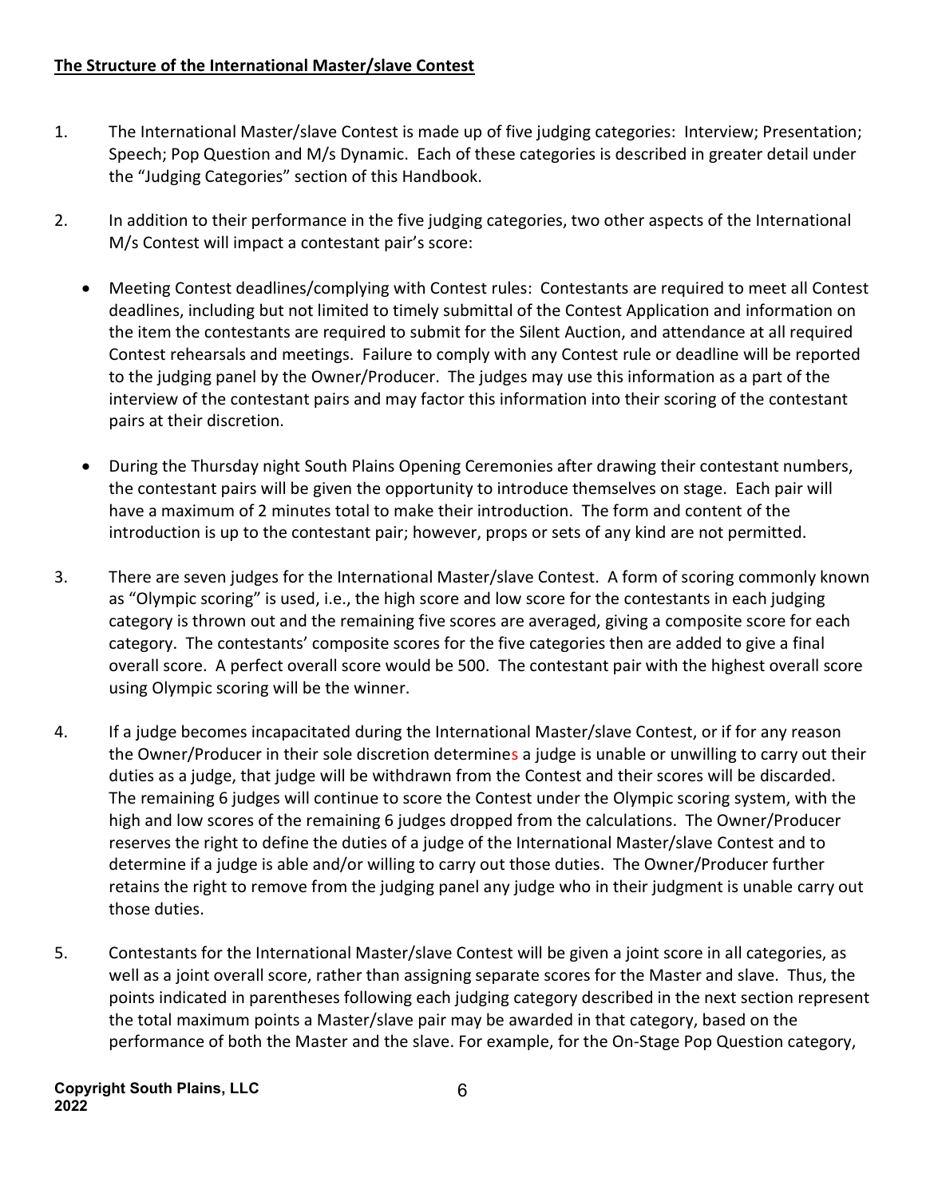**The Structure of the International Master/slave Contest**

1. The International Master/slave Contest is made up of five judging categories: Interview; Presentation; Speech; Pop Question and M/s Dynamic. Each of these categories is described in greater detail under the "Judging Categories" section of this Handbook.

2. In addition to their performance in the five judging categories, two other aspects of the International M/s Contest will impact a contestant pair's score:

   - Meeting Contest deadlines/complying with Contest rules: Contestants are required to meet all Contest deadlines, including but not limited to timely submittal of the Contest Application and information on the item the contestants are required to submit for the Silent Auction, and attendance at all required Contest rehearsals and meetings. Failure to comply with any Contest rule or deadline will be reported to the judging panel by the Owner/Producer. The judges may use this information as a part of the interview of the contestant pairs and may factor this information into their scoring of the contestant pairs at their discretion.

   - During the Thursday night South Plains Opening Ceremonies after drawing their contestant numbers, the contestant pairs will be given the opportunity to introduce themselves on stage. Each pair will have a maximum of 2 minutes total to make their introduction. The form and content of the introduction is up to the contestant pair; however, props or sets of any kind are not permitted.

3. There are seven judges for the International Master/slave Contest. A form of scoring commonly known as "Olympic scoring" is used, i.e., the high score and low score for the contestants in each judging category is thrown out and the remaining five scores are averaged, giving a composite score for each category. The contestants' composite scores for the five categories then are added to give a final overall score. A perfect overall score would be 500. The contestant pair with the highest overall score using Olympic scoring will be the winner.

4. If a judge becomes incapacitated during the International Master/slave Contest, or if for any reason the Owner/Producer in their sole discretion determines a judge is unable or unwilling to carry out their duties as a judge, that judge will be withdrawn from the Contest and their scores will be discarded. The remaining 6 judges will continue to score the Contest under the Olympic scoring system, with the high and low scores of the remaining 6 judges dropped from the calculations. The Owner/Producer reserves the right to define the duties of a judge of the International Master/slave Contest and to determine if a judge is able and/or willing to carry out those duties. The Owner/Producer further retains the right to remove from the judging panel any judge who in their judgment is unable carry out those duties.

5. Contestants for the International Master/slave Contest will be given a joint score in all categories, as well as a joint overall score, rather than assigning separate scores for the Master and slave. Thus, the points indicated in parentheses following each judging category described in the next section represent the total maximum points a Master/slave pair may be awarded in that category, based on the performance of both the Master and the slave. For example, for the On-Stage Pop Question category,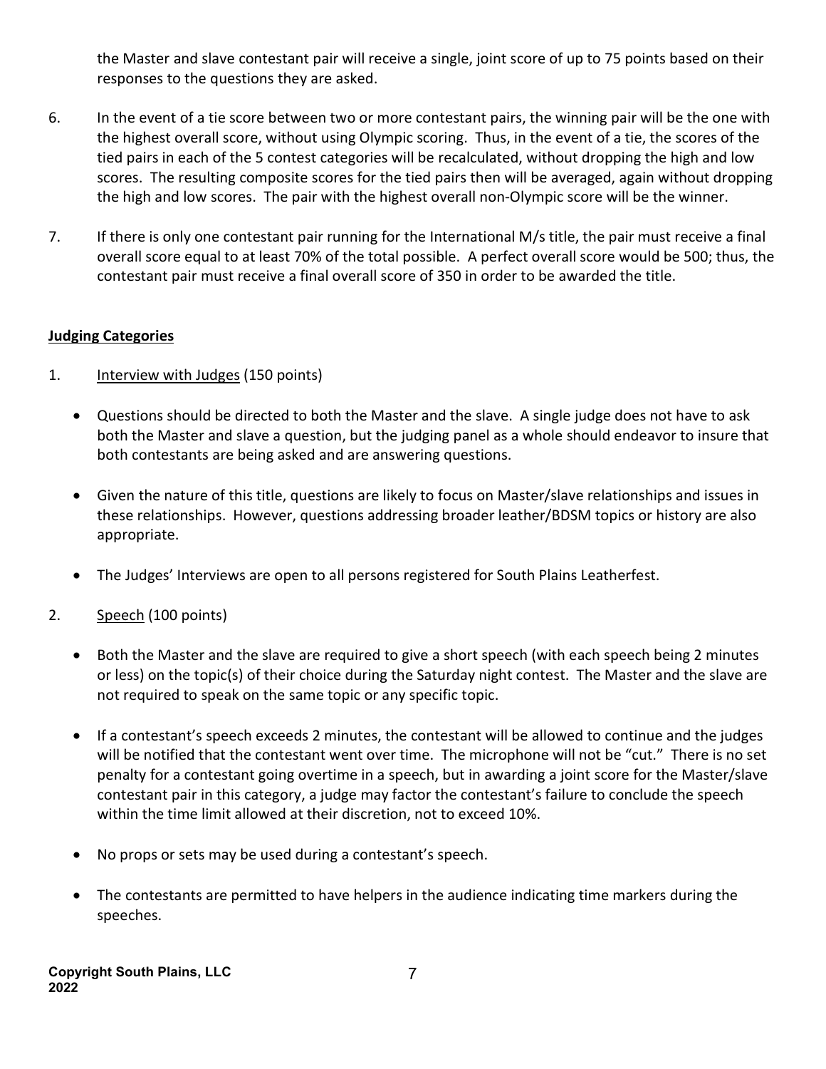the Master and slave contestant pair will receive a single, joint score of up to 75 points based on their responses to the questions they are asked.

6. In the event of a tie score between two or more contestant pairs, the winning pair will be the one with the highest overall score, without using Olympic scoring. Thus, in the event of a tie, the scores of the tied pairs in each of the 5 contest categories will be recalculated, without dropping the high and low scores. The resulting composite scores for the tied pairs then will be averaged, again without dropping the high and low scores. The pair with the highest overall non-Olympic score will be the winner.

7. If there is only one contestant pair running for the International M/s title, the pair must receive a final overall score equal to at least 70% of the total possible. A perfect overall score would be 500; thus, the contestant pair must receive a final overall score of 350 in order to be awarded the title.

**Judging Categories**

1. Interview with Judges (150 points)

   - Questions should be directed to both the Master and the slave. A single judge does not have to ask both the Master and slave a question, but the judging panel as a whole should endeavor to insure that both contestants are being asked and are answering questions.

   - Given the nature of this title, questions are likely to focus on Master/slave relationships and issues in these relationships. However, questions addressing broader leather/BDSM topics or history are also appropriate.

   - The Judges' Interviews are open to all persons registered for South Plains Leatherfest.

2. Speech (100 points)

   - Both the Master and the slave are required to give a short speech (with each speech being 2 minutes or less) on the topic(s) of their choice during the Saturday night contest. The Master and the slave are not required to speak on the same topic or any specific topic.

   - If a contestant's speech exceeds 2 minutes, the contestant will be allowed to continue and the judges will be notified that the contestant went over time. The microphone will not be "cut." There is no set penalty for a contestant going overtime in a speech, but in awarding a joint score for the Master/slave contestant pair in this category, a judge may factor the contestant's failure to conclude the speech within the time limit allowed at their discretion, not to exceed 10%.

   - No props or sets may be used during a contestant's speech.

   - The contestants are permitted to have helpers in the audience indicating time markers during the speeches.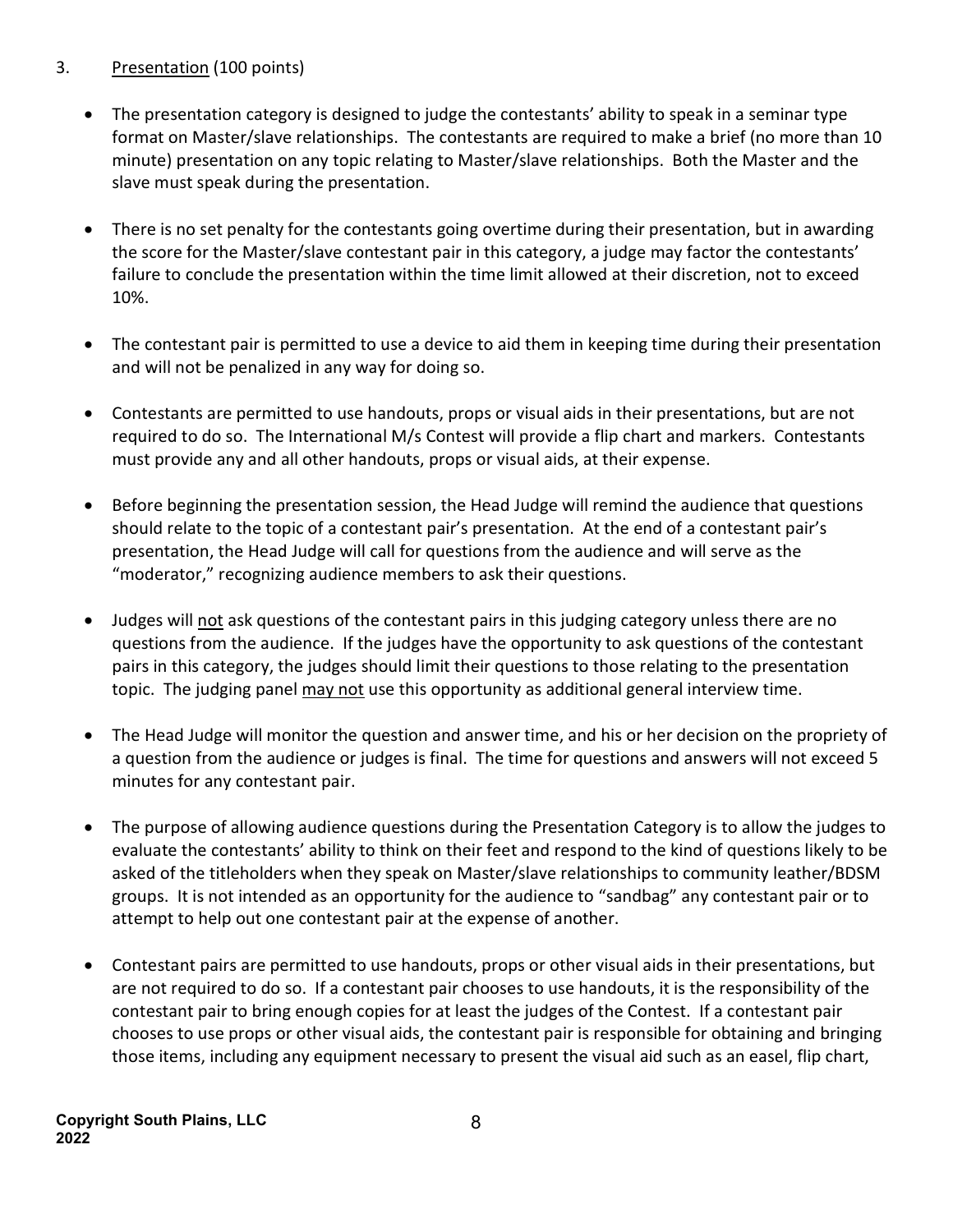3. Presentation (100 points)

- The presentation category is designed to judge the contestants' ability to speak in a seminar type format on Master/slave relationships. The contestants are required to make a brief (no more than 10 minute) presentation on any topic relating to Master/slave relationships. Both the Master and the slave must speak during the presentation.

- There is no set penalty for the contestants going overtime during their presentation, but in awarding the score for the Master/slave contestant pair in this category, a judge may factor the contestants' failure to conclude the presentation within the time limit allowed at their discretion, not to exceed 10%.

- The contestant pair is permitted to use a device to aid them in keeping time during their presentation and will not be penalized in any way for doing so.

- Contestants are permitted to use handouts, props or visual aids in their presentations, but are not required to do so. The International M/s Contest will provide a flip chart and markers. Contestants must provide any and all other handouts, props or visual aids, at their expense.

- Before beginning the presentation session, the Head Judge will remind the audience that questions should relate to the topic of a contestant pair's presentation. At the end of a contestant pair's presentation, the Head Judge will call for questions from the audience and will serve as the "moderator," recognizing audience members to ask their questions.

- Judges will not ask questions of the contestant pairs in this judging category unless there are no questions from the audience. If the judges have the opportunity to ask questions of the contestant pairs in this category, the judges should limit their questions to those relating to the presentation topic. The judging panel may not use this opportunity as additional general interview time.

- The Head Judge will monitor the question and answer time, and his or her decision on the propriety of a question from the audience or judges is final. The time for questions and answers will not exceed 5 minutes for any contestant pair.

- The purpose of allowing audience questions during the Presentation Category is to allow the judges to evaluate the contestants' ability to think on their feet and respond to the kind of questions likely to be asked of the titleholders when they speak on Master/slave relationships to community leather/BDSM groups. It is not intended as an opportunity for the audience to "sandbag" any contestant pair or to attempt to help out one contestant pair at the expense of another.

- Contestant pairs are permitted to use handouts, props or other visual aids in their presentations, but are not required to do so. If a contestant pair chooses to use handouts, it is the responsibility of the contestant pair to bring enough copies for at least the judges of the Contest. If a contestant pair chooses to use props or other visual aids, the contestant pair is responsible for obtaining and bringing those items, including any equipment necessary to present the visual aid such as an easel, flip chart,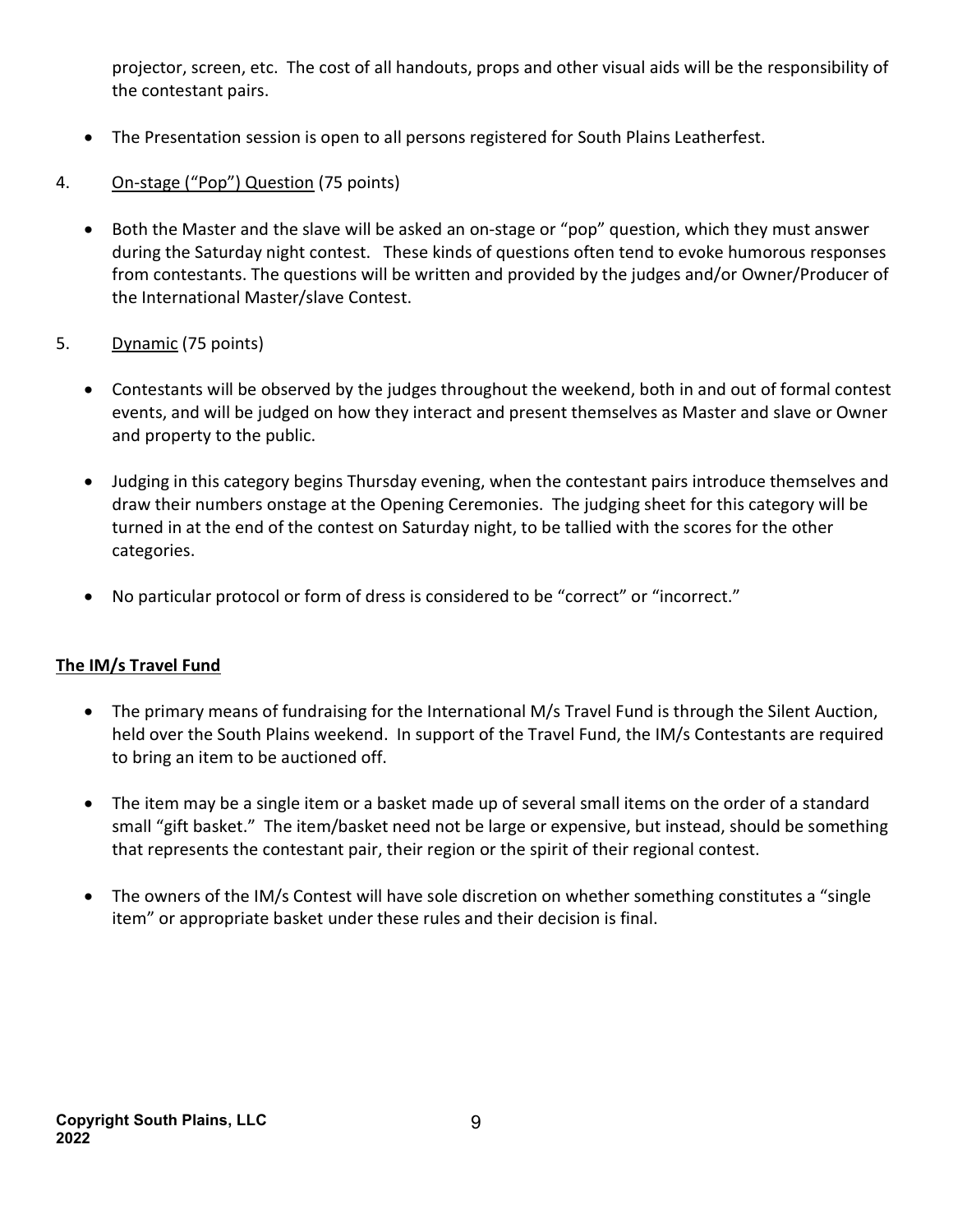projector, screen, etc. The cost of all handouts, props and other visual aids will be the responsibility of the contestant pairs.

- The Presentation session is open to all persons registered for South Plains Leatherfest.

4. <u>On-stage ("Pop") Question</u> (75 points)

   - Both the Master and the slave will be asked an on-stage or "pop" question, which they must answer during the Saturday night contest. These kinds of questions often tend to evoke humorous responses from contestants. The questions will be written and provided by the judges and/or Owner/Producer of the International Master/slave Contest.

5. <u>Dynamic</u> (75 points)

   - Contestants will be observed by the judges throughout the weekend, both in and out of formal contest events, and will be judged on how they interact and present themselves as Master and slave or Owner and property to the public.
   - Judging in this category begins Thursday evening, when the contestant pairs introduce themselves and draw their numbers onstage at the Opening Ceremonies. The judging sheet for this category will be turned in at the end of the contest on Saturday night, to be tallied with the scores for the other categories.
   - No particular protocol or form of dress is considered to be "correct" or "incorrect."

**<u>The IM/s Travel Fund</u>**

- The primary means of fundraising for the International M/s Travel Fund is through the Silent Auction, held over the South Plains weekend. In support of the Travel Fund, the IM/s Contestants are required to bring an item to be auctioned off.
- The item may be a single item or a basket made up of several small items on the order of a standard small "gift basket." The item/basket need not be large or expensive, but instead, should be something that represents the contestant pair, their region or the spirit of their regional contest.
- The owners of the IM/s Contest will have sole discretion on whether something constitutes a "single item" or appropriate basket under these rules and their decision is final.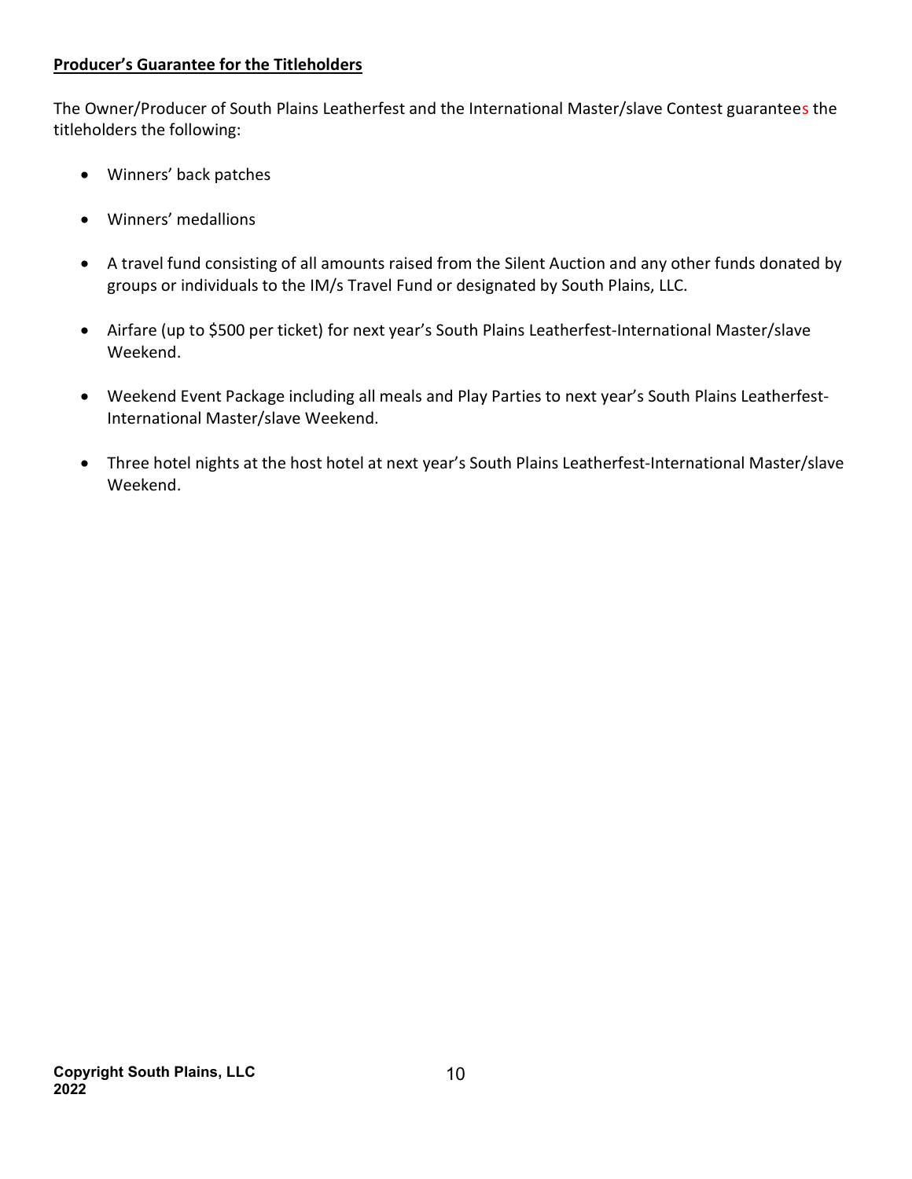**Producer's Guarantee for the Titleholders**

The Owner/Producer of South Plains Leatherfest and the International Master/slave Contest guarantees the titleholders the following:

- Winners' back patches
- Winners' medallions
- A travel fund consisting of all amounts raised from the Silent Auction and any other funds donated by groups or individuals to the IM/s Travel Fund or designated by South Plains, LLC.
- Airfare (up to $500 per ticket) for next year's South Plains Leatherfest-International Master/slave Weekend.
- Weekend Event Package including all meals and Play Parties to next year's South Plains Leatherfest-International Master/slave Weekend.
- Three hotel nights at the host hotel at next year's South Plains Leatherfest-International Master/slave Weekend.

**Copyright South Plains, LLC 2022**